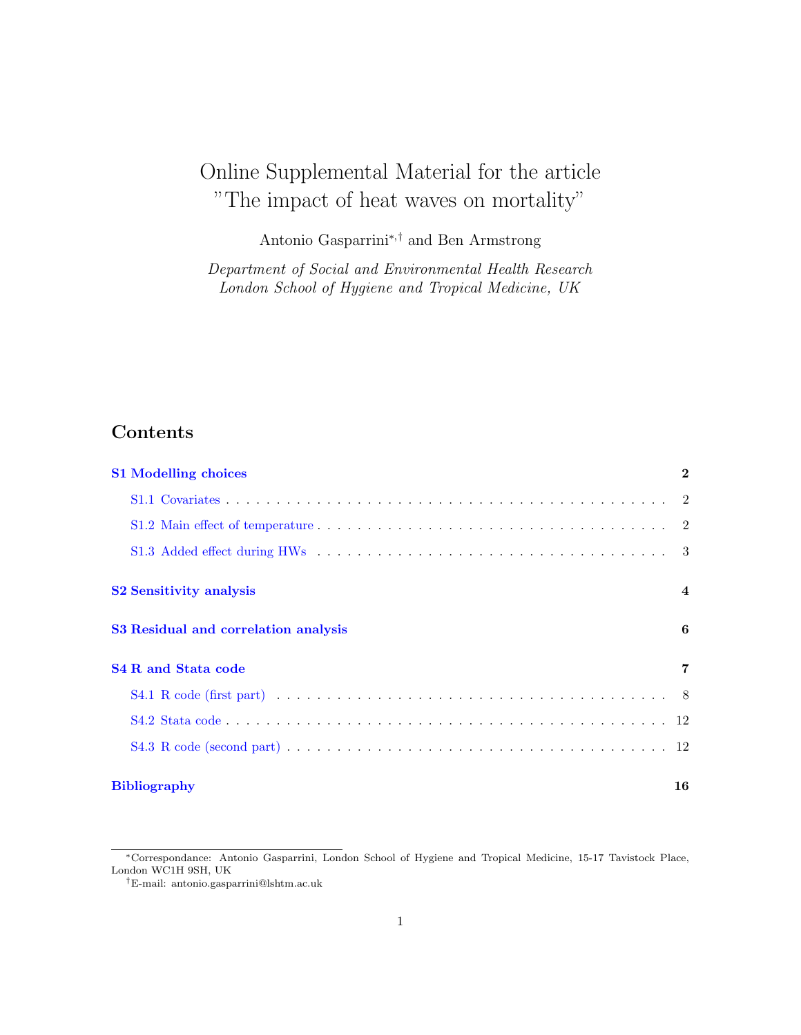# Online Supplemental Material for the article "The impact of heat waves on mortality"

Antonio Gasparrini[*,†] and Ben Armstrong

*Department of Social and Environmental Health Research*
*London School of Hygiene and Tropical Medicine, UK*

## Contents

**S1 Modelling choices** — 2

- S1.1 Covariates — 2
- S1.2 Main effect of temperature — 2
- S1.3 Added effect during HWs — 3

**S2 Sensitivity analysis** — 4

**S3 Residual and correlation analysis** — 6

**S4 R and Stata code** — 7

- S4.1 R code (first part) — 8
- S4.2 Stata code — 12
- S4.3 R code (second part) — 12

**Bibliography** — 16

---

[*]Correspondance: Antonio Gasparrini, London School of Hygiene and Tropical Medicine, 15-17 Tavistock Place, London WC1H 9SH, UK

[†]E-mail: antonio.gasparrini@lshtm.ac.uk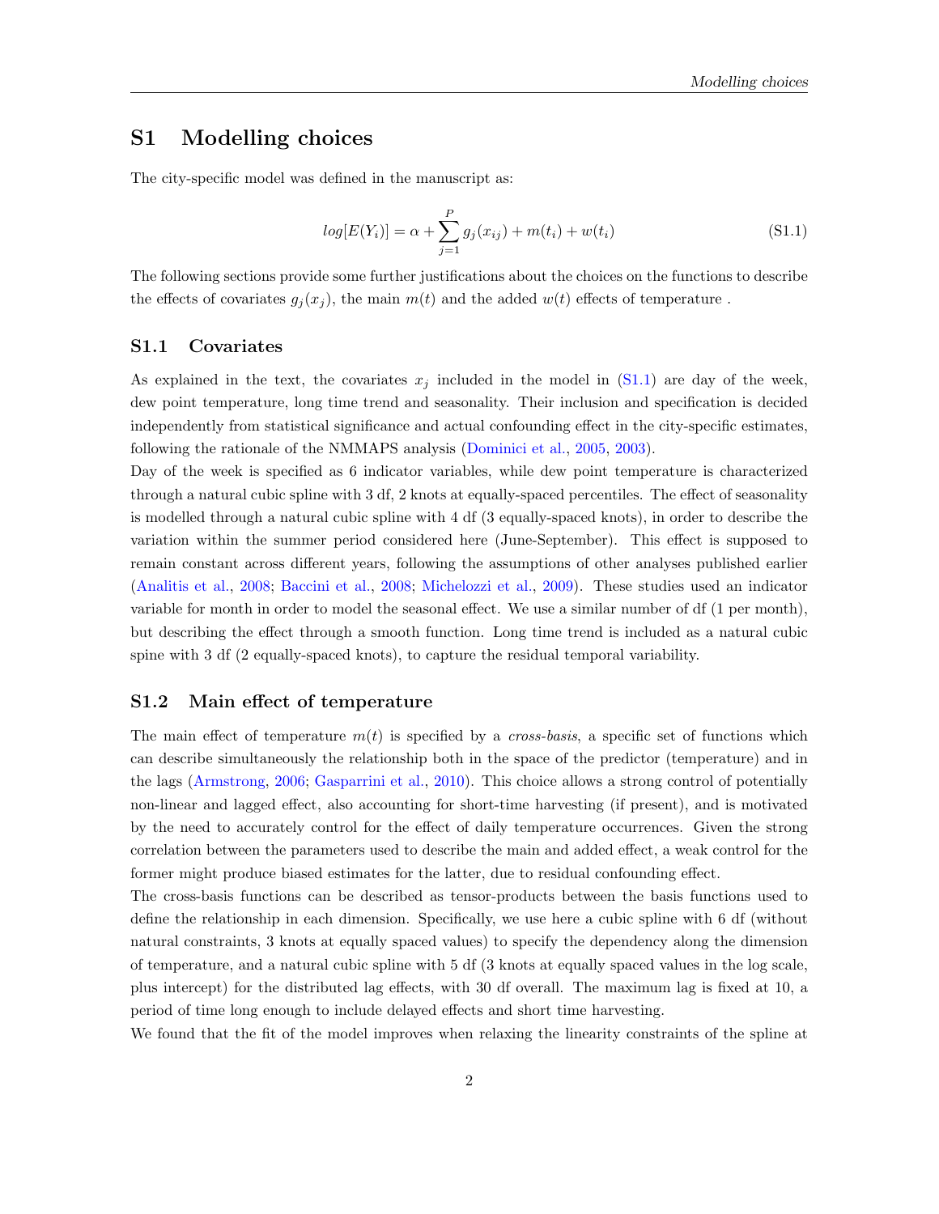# S1 Modelling choices

The city-specific model was defined in the manuscript as:

$$log[E(Y_i)] = \alpha + \sum_{j=1}^{P} g_j(x_{ij}) + m(t_i) + w(t_i) \tag{S1.1}$$

The following sections provide some further justifications about the choices on the functions to describe the effects of covariates $g_j(x_j)$, the main $m(t)$ and the added $w(t)$ effects of temperature .

## S1.1 Covariates

As explained in the text, the covariates $x_j$ included in the model in (S1.1) are day of the week, dew point temperature, long time trend and seasonality. Their inclusion and specification is decided independently from statistical significance and actual confounding effect in the city-specific estimates, following the rationale of the NMMAPS analysis (Dominici et al., 2005, 2003).

Day of the week is specified as 6 indicator variables, while dew point temperature is characterized through a natural cubic spline with 3 df, 2 knots at equally-spaced percentiles. The effect of seasonality is modelled through a natural cubic spline with 4 df (3 equally-spaced knots), in order to describe the variation within the summer period considered here (June-September). This effect is supposed to remain constant across different years, following the assumptions of other analyses published earlier (Analitis et al., 2008; Baccini et al., 2008; Michelozzi et al., 2009). These studies used an indicator variable for month in order to model the seasonal effect. We use a similar number of df (1 per month), but describing the effect through a smooth function. Long time trend is included as a natural cubic spine with 3 df (2 equally-spaced knots), to capture the residual temporal variability.

## S1.2 Main effect of temperature

The main effect of temperature $m(t)$ is specified by a *cross-basis*, a specific set of functions which can describe simultaneously the relationship both in the space of the predictor (temperature) and in the lags (Armstrong, 2006; Gasparrini et al., 2010). This choice allows a strong control of potentially non-linear and lagged effect, also accounting for short-time harvesting (if present), and is motivated by the need to accurately control for the effect of daily temperature occurrences. Given the strong correlation between the parameters used to describe the main and added effect, a weak control for the former might produce biased estimates for the latter, due to residual confounding effect.

The cross-basis functions can be described as tensor-products between the basis functions used to define the relationship in each dimension. Specifically, we use here a cubic spline with 6 df (without natural constraints, 3 knots at equally spaced values) to specify the dependency along the dimension of temperature, and a natural cubic spline with 5 df (3 knots at equally spaced values in the log scale, plus intercept) for the distributed lag effects, with 30 df overall. The maximum lag is fixed at 10, a period of time long enough to include delayed effects and short time harvesting.

We found that the fit of the model improves when relaxing the linearity constraints of the spline at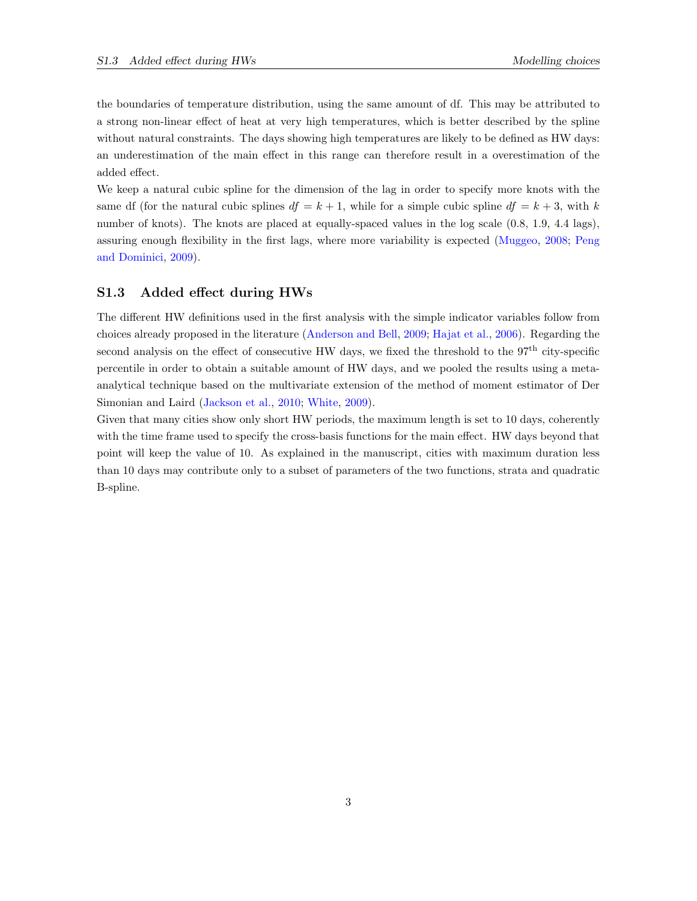the boundaries of temperature distribution, using the same amount of df. This may be attributed to a strong non-linear effect of heat at very high temperatures, which is better described by the spline without natural constraints. The days showing high temperatures are likely to be defined as HW days: an underestimation of the main effect in this range can therefore result in a overestimation of the added effect.

We keep a natural cubic spline for the dimension of the lag in order to specify more knots with the same df (for the natural cubic splines $df = k + 1$, while for a simple cubic spline $df = k + 3$, with $k$ number of knots). The knots are placed at equally-spaced values in the log scale (0.8, 1.9, 4.4 lags), assuring enough flexibility in the first lags, where more variability is expected (Muggeo, 2008; Peng and Dominici, 2009).

## S1.3 Added effect during HWs

The different HW definitions used in the first analysis with the simple indicator variables follow from choices already proposed in the literature (Anderson and Bell, 2009; Hajat et al., 2006). Regarding the second analysis on the effect of consecutive HW days, we fixed the threshold to the $97^{\text{th}}$ city-specific percentile in order to obtain a suitable amount of HW days, and we pooled the results using a meta-analytical technique based on the multivariate extension of the method of moment estimator of Der Simonian and Laird (Jackson et al., 2010; White, 2009).

Given that many cities show only short HW periods, the maximum length is set to 10 days, coherently with the time frame used to specify the cross-basis functions for the main effect. HW days beyond that point will keep the value of 10. As explained in the manuscript, cities with maximum duration less than 10 days may contribute only to a subset of parameters of the two functions, strata and quadratic B-spline.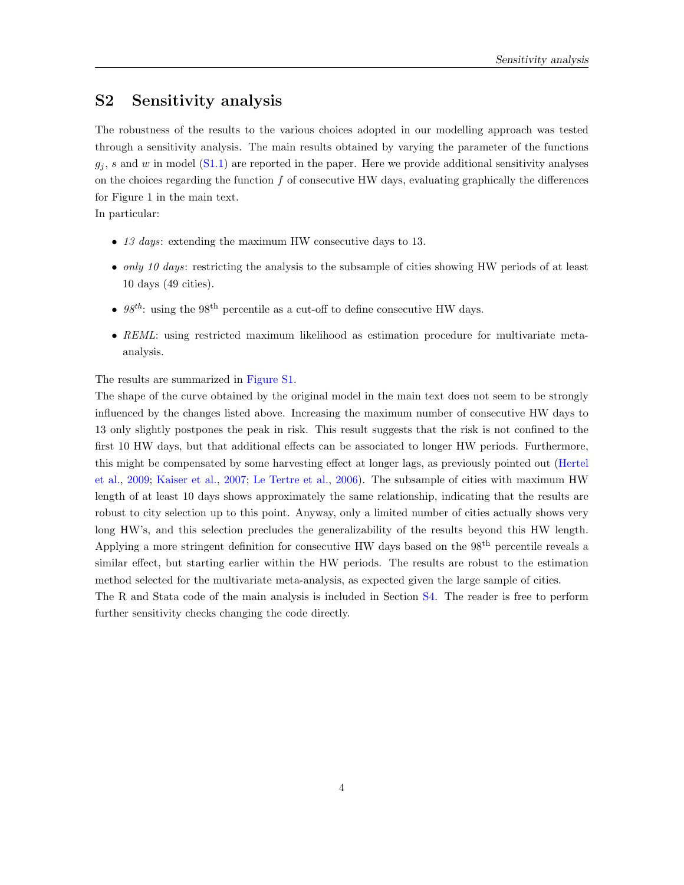# S2 Sensitivity analysis

The robustness of the results to the various choices adopted in our modelling approach was tested through a sensitivity analysis. The main results obtained by varying the parameter of the functions $g_j$, $s$ and $w$ in model (S1.1) are reported in the paper. Here we provide additional sensitivity analyses on the choices regarding the function $f$ of consecutive HW days, evaluating graphically the differences for Figure 1 in the main text.
In particular:

- *13 days*: extending the maximum HW consecutive days to 13.
- *only 10 days*: restricting the analysis to the subsample of cities showing HW periods of at least 10 days (49 cities).
- *98$^{th}$*: using the 98$^{\text{th}}$ percentile as a cut-off to define consecutive HW days.
- *REML*: using restricted maximum likelihood as estimation procedure for multivariate meta-analysis.

The results are summarized in Figure S1.
The shape of the curve obtained by the original model in the main text does not seem to be strongly influenced by the changes listed above. Increasing the maximum number of consecutive HW days to 13 only slightly postpones the peak in risk. This result suggests that the risk is not confined to the first 10 HW days, but that additional effects can be associated to longer HW periods. Furthermore, this might be compensated by some harvesting effect at longer lags, as previously pointed out (Hertel et al., 2009; Kaiser et al., 2007; Le Tertre et al., 2006). The subsample of cities with maximum HW length of at least 10 days shows approximately the same relationship, indicating that the results are robust to city selection up to this point. Anyway, only a limited number of cities actually shows very long HW's, and this selection precludes the generalizability of the results beyond this HW length. Applying a more stringent definition for consecutive HW days based on the 98$^{\text{th}}$ percentile reveals a similar effect, but starting earlier within the HW periods. The results are robust to the estimation method selected for the multivariate meta-analysis, as expected given the large sample of cities.
The R and Stata code of the main analysis is included in Section S4. The reader is free to perform further sensitivity checks changing the code directly.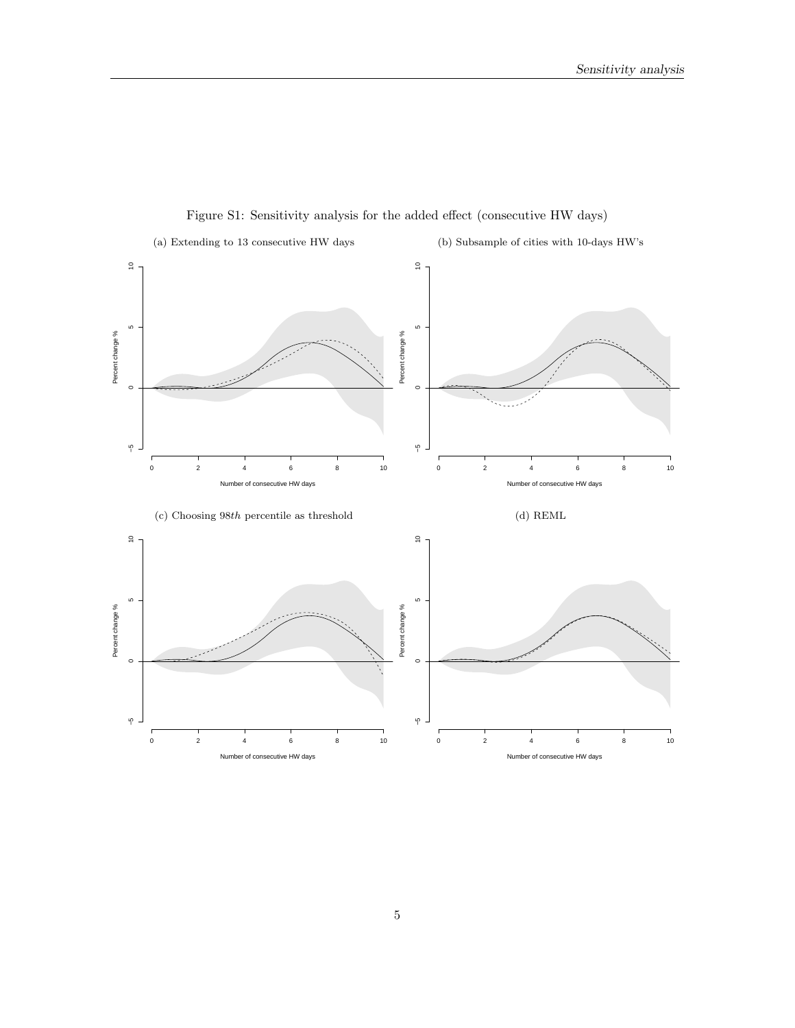Figure S1: Sensitivity analysis for the added effect (consecutive HW days)

(a) Extending to 13 consecutive HW days

(b) Subsample of cities with 10-days HW's

(c) Choosing 98*th* percentile as threshold

(d) REML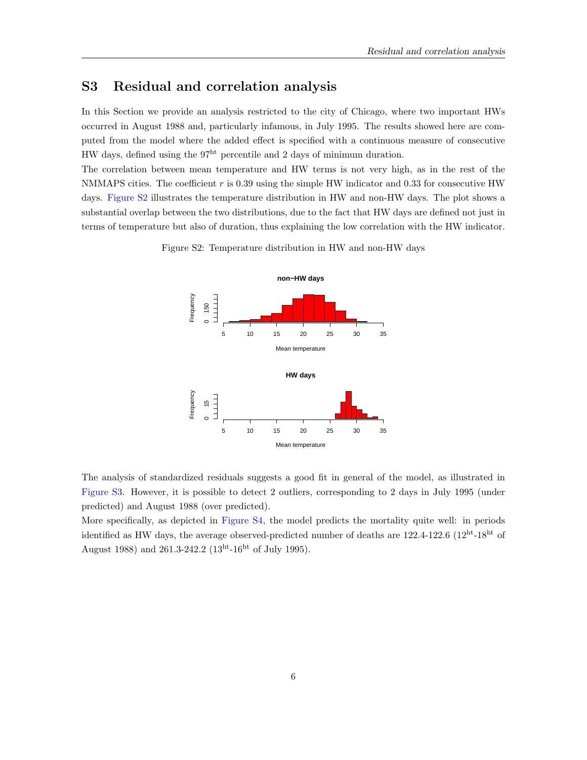## S3 Residual and correlation analysis

In this Section we provide an analysis restricted to the city of Chicago, where two important HWs occurred in August 1988 and, particularly infamous, in July 1995. The results showed here are computed from the model where the added effect is specified with a continuous measure of consecutive HW days, defined using the $97^{ht}$ percentile and 2 days of minimum duration.

The correlation between mean temperature and HW terms is not very high, as in the rest of the NMMAPS cities. The coefficient $r$ is 0.39 using the simple HW indicator and 0.33 for consecutive HW days. Figure S2 illustrates the temperature distribution in HW and non-HW days. The plot shows a substantial overlap between the two distributions, due to the fact that HW days are defined not just in terms of temperature but also of duration, thus explaining the low correlation with the HW indicator.

Figure S2: Temperature distribution in HW and non-HW days

The analysis of standardized residuals suggests a good fit in general of the model, as illustrated in Figure S3. However, it is possible to detect 2 outliers, corresponding to 2 days in July 1995 (under predicted) and August 1988 (over predicted).

More specifically, as depicted in Figure S4, the model predicts the mortality quite well: in periods identified as HW days, the average observed-predicted number of deaths are 122.4-122.6 ($12^{ht}$-$18^{ht}$ of August 1988) and 261.3-242.2 ($13^{ht}$-$16^{ht}$ of July 1995).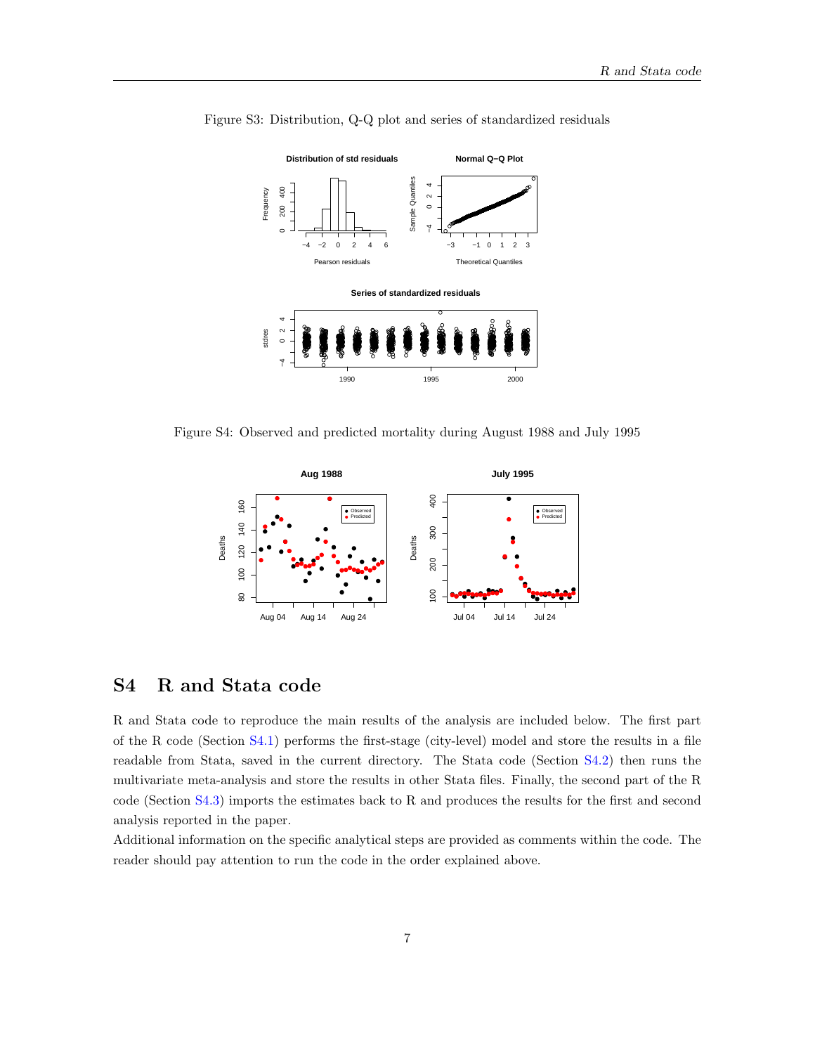Figure S3: Distribution, Q-Q plot and series of standardized residuals

Figure S4: Observed and predicted mortality during August 1988 and July 1995

## S4 R and Stata code

R and Stata code to reproduce the main results of the analysis are included below. The first part of the R code (Section S4.1) performs the first-stage (city-level) model and store the results in a file readable from Stata, saved in the current directory. The Stata code (Section S4.2) then runs the multivariate meta-analysis and store the results in other Stata files. Finally, the second part of the R code (Section S4.3) imports the estimates back to R and produces the results for the first and second analysis reported in the paper.

Additional information on the specific analytical steps are provided as comments within the code. The reader should pay attention to run the code in the order explained above.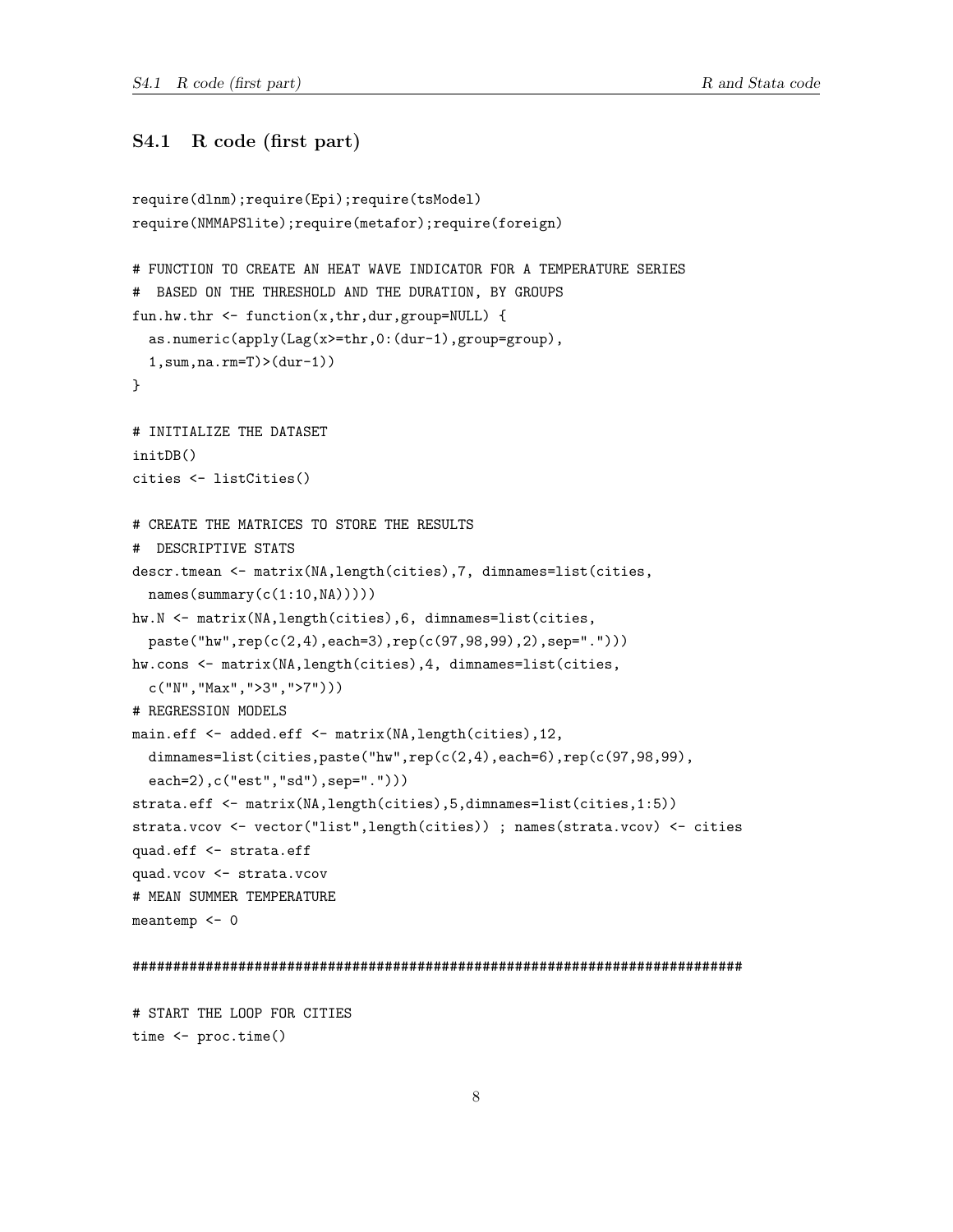## S4.1 R code (first part)

```
require(dlnm);require(Epi);require(tsModel)
require(NMMAPSlite);require(metafor);require(foreign)

# FUNCTION TO CREATE AN HEAT WAVE INDICATOR FOR A TEMPERATURE SERIES
#  BASED ON THE THRESHOLD AND THE DURATION, BY GROUPS
fun.hw.thr <- function(x,thr,dur,group=NULL) {
  as.numeric(apply(Lag(x>=thr,0:(dur-1),group=group),
  1,sum,na.rm=T)>(dur-1))
}

# INITIALIZE THE DATASET
initDB()
cities <- listCities()

# CREATE THE MATRICES TO STORE THE RESULTS
#  DESCRIPTIVE STATS
descr.tmean <- matrix(NA,length(cities),7, dimnames=list(cities,
  names(summary(c(1:10,NA)))))
hw.N <- matrix(NA,length(cities),6, dimnames=list(cities,
  paste("hw",rep(c(2,4),each=3),rep(c(97,98,99),2),sep=".")))
hw.cons <- matrix(NA,length(cities),4, dimnames=list(cities,
  c("N","Max",">3",">7")))
# REGRESSION MODELS
main.eff <- added.eff <- matrix(NA,length(cities),12,
  dimnames=list(cities,paste("hw",rep(c(2,4),each=6),rep(c(97,98,99),
  each=2),c("est","sd"),sep=".")))
strata.eff <- matrix(NA,length(cities),5,dimnames=list(cities,1:5))
strata.vcov <- vector("list",length(cities)) ; names(strata.vcov) <- cities
quad.eff <- strata.eff
quad.vcov <- strata.vcov
# MEAN SUMMER TEMPERATURE
meantemp <- 0

################################################################################

# START THE LOOP FOR CITIES
time <- proc.time()
```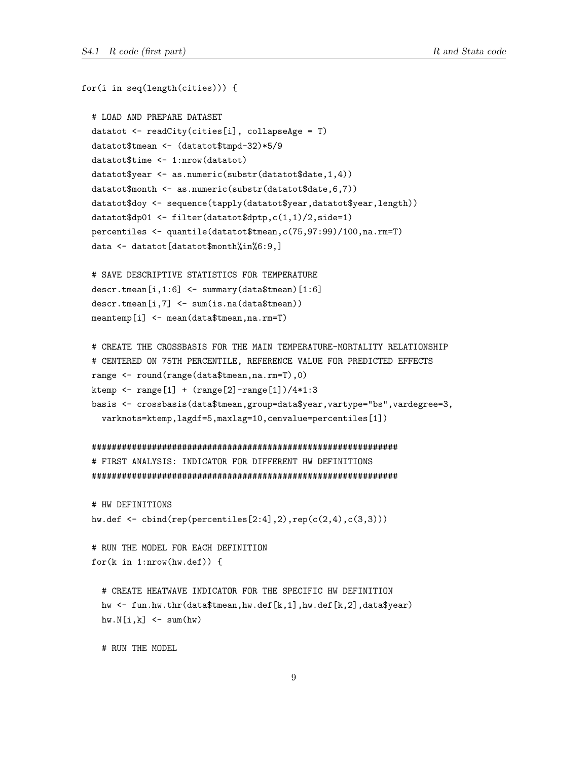```
for(i in seq(length(cities))) {

  # LOAD AND PREPARE DATASET
  datatot <- readCity(cities[i], collapseAge = T)
  datatot$tmean <- (datatot$tmpd-32)*5/9
  datatot$time <- 1:nrow(datatot)
  datatot$year <- as.numeric(substr(datatot$date,1,4))
  datatot$month <- as.numeric(substr(datatot$date,6,7))
  datatot$doy <- sequence(tapply(datatot$year,datatot$year,length))
  datatot$dp01 <- filter(datatot$dptp,c(1,1)/2,side=1)
  percentiles <- quantile(datatot$tmean,c(75,97:99)/100,na.rm=T)
  data <- datatot[datatot$month%in%6:9,]

  # SAVE DESCRIPTIVE STATISTICS FOR TEMPERATURE
  descr.tmean[i,1:6] <- summary(data$tmean)[1:6]
  descr.tmean[i,7] <- sum(is.na(data$tmean))
  meantemp[i] <- mean(data$tmean,na.rm=T)

  # CREATE THE CROSSBASIS FOR THE MAIN TEMPERATURE-MORTALITY RELATIONSHIP
  # CENTERED ON 75TH PERCENTILE, REFERENCE VALUE FOR PREDICTED EFFECTS
  range <- round(range(data$tmean,na.rm=T),0)
  ktemp <- range[1] + (range[2]-range[1])/4*1:3
  basis <- crossbasis(data$tmean,group=data$year,vartype="bs",vardegree=3,
    varknots=ktemp,lagdf=5,maxlag=10,cenvalue=percentiles[1])

  ##############################################################
  # FIRST ANALYSIS: INDICATOR FOR DIFFERENT HW DEFINITIONS
  ##############################################################

  # HW DEFINITIONS
  hw.def <- cbind(rep(percentiles[2:4],2),rep(c(2,4),c(3,3)))

  # RUN THE MODEL FOR EACH DEFINITION
  for(k in 1:nrow(hw.def)) {

    # CREATE HEATWAVE INDICATOR FOR THE SPECIFIC HW DEFINITION
    hw <- fun.hw.thr(data$tmean,hw.def[k,1],hw.def[k,2],data$year)
    hw.N[i,k] <- sum(hw)

    # RUN THE MODEL
```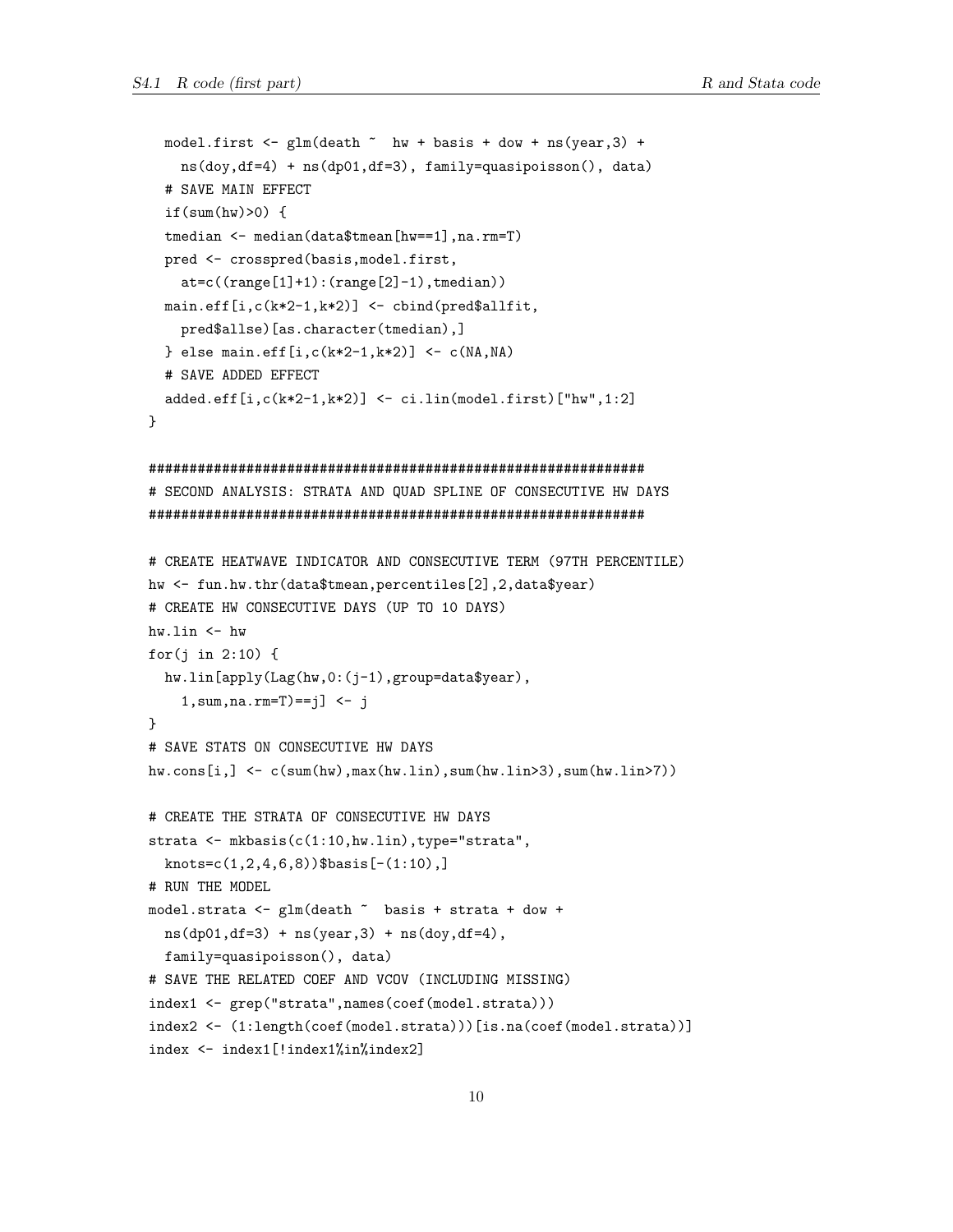```
  model.first <- glm(death ~  hw + basis + dow + ns(year,3) +
    ns(doy,df=4) + ns(dp01,df=3), family=quasipoisson(), data)
  # SAVE MAIN EFFECT
  if(sum(hw)>0) {
  tmedian <- median(data$tmean[hw==1],na.rm=T)
  pred <- crosspred(basis,model.first,
    at=c((range[1]+1):(range[2]-1),tmedian))
  main.eff[i,c(k*2-1,k*2)] <- cbind(pred$allfit,
    pred$allse)[as.character(tmedian),]
  } else main.eff[i,c(k*2-1,k*2)] <- c(NA,NA)
  # SAVE ADDED EFFECT
  added.eff[i,c(k*2-1,k*2)] <- ci.lin(model.first)["hw",1:2]
}

##############################################################
# SECOND ANALYSIS: STRATA AND QUAD SPLINE OF CONSECUTIVE HW DAYS
##############################################################

# CREATE HEATWAVE INDICATOR AND CONSECUTIVE TERM (97TH PERCENTILE)
hw <- fun.hw.thr(data$tmean,percentiles[2],2,data$year)
# CREATE HW CONSECUTIVE DAYS (UP TO 10 DAYS)
hw.lin <- hw
for(j in 2:10) {
  hw.lin[apply(Lag(hw,0:(j-1),group=data$year),
    1,sum,na.rm=T)==j] <- j
}
# SAVE STATS ON CONSECUTIVE HW DAYS
hw.cons[i,] <- c(sum(hw),max(hw.lin),sum(hw.lin>3),sum(hw.lin>7))

# CREATE THE STRATA OF CONSECUTIVE HW DAYS
strata <- mkbasis(c(1:10,hw.lin),type="strata",
  knots=c(1,2,4,6,8))$basis[-(1:10),]
# RUN THE MODEL
model.strata <- glm(death ~  basis + strata + dow +
  ns(dp01,df=3) + ns(year,3) + ns(doy,df=4),
  family=quasipoisson(), data)
# SAVE THE RELATED COEF AND VCOV (INCLUDING MISSING)
index1 <- grep("strata",names(coef(model.strata)))
index2 <- (1:length(coef(model.strata)))[is.na(coef(model.strata))]
index <- index1[!index1%in%index2]
```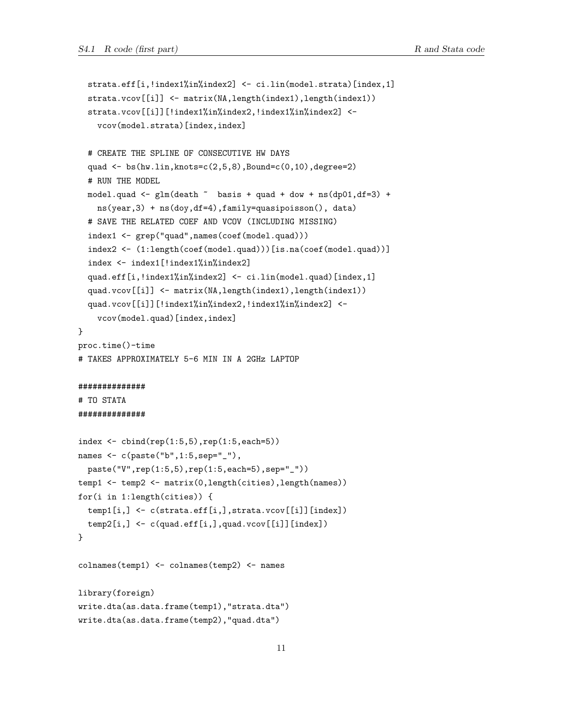```
  strata.eff[i,!index1%in%index2] <- ci.lin(model.strata)[index,1]
  strata.vcov[[i]] <- matrix(NA,length(index1),length(index1))
  strata.vcov[[i]][!index1%in%index2,!index1%in%index2] <-
    vcov(model.strata)[index,index]

  # CREATE THE SPLINE OF CONSECUTIVE HW DAYS
  quad <- bs(hw.lin,knots=c(2,5,8),Bound=c(0,10),degree=2)
  # RUN THE MODEL
  model.quad <- glm(death ~  basis + quad + dow + ns(dp01,df=3) +
    ns(year,3) + ns(doy,df=4),family=quasipoisson(), data)
  # SAVE THE RELATED COEF AND VCOV (INCLUDING MISSING)
  index1 <- grep("quad",names(coef(model.quad)))
  index2 <- (1:length(coef(model.quad)))[is.na(coef(model.quad))]
  index <- index1[!index1%in%index2]
  quad.eff[i,!index1%in%index2] <- ci.lin(model.quad)[index,1]
  quad.vcov[[i]] <- matrix(NA,length(index1),length(index1))
  quad.vcov[[i]][!index1%in%index2,!index1%in%index2] <-
    vcov(model.quad)[index,index]
}
proc.time()-time
# TAKES APPROXIMATELY 5-6 MIN IN A 2GHz LAPTOP

##############
# TO STATA
##############

index <- cbind(rep(1:5,5),rep(1:5,each=5))
names <- c(paste("b",1:5,sep="_"),
  paste("V",rep(1:5,5),rep(1:5,each=5),sep="_"))
temp1 <- temp2 <- matrix(0,length(cities),length(names))
for(i in 1:length(cities)) {
  temp1[i,] <- c(strata.eff[i,],strata.vcov[[i]][index])
  temp2[i,] <- c(quad.eff[i,],quad.vcov[[i]][index])
}

colnames(temp1) <- colnames(temp2) <- names

library(foreign)
write.dta(as.data.frame(temp1),"strata.dta")
write.dta(as.data.frame(temp2),"quad.dta")
```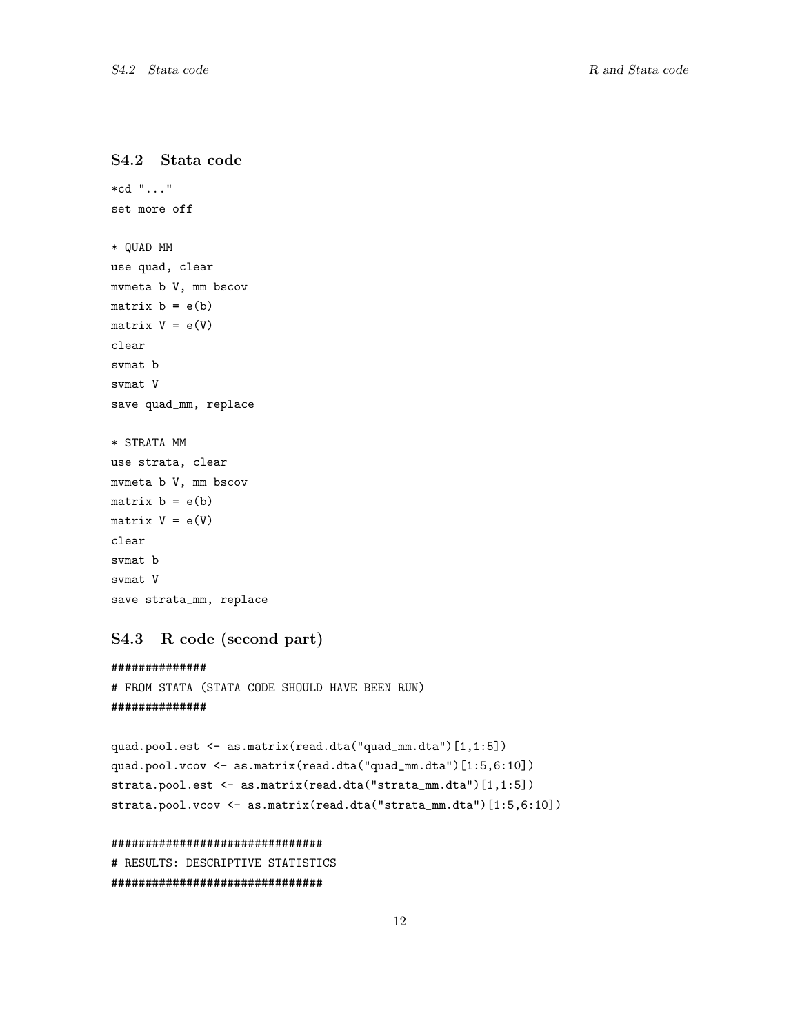## S4.2 Stata code

```
*cd "..."
set more off

* QUAD MM
use quad, clear
mvmeta b V, mm bscov
matrix b = e(b)
matrix V = e(V)
clear
svmat b
svmat V
save quad_mm, replace

* STRATA MM
use strata, clear
mvmeta b V, mm bscov
matrix b = e(b)
matrix V = e(V)
clear
svmat b
svmat V
save strata_mm, replace
```

## S4.3 R code (second part)

```
##############
# FROM STATA (STATA CODE SHOULD HAVE BEEN RUN)
##############

quad.pool.est <- as.matrix(read.dta("quad_mm.dta")[1,1:5])
quad.pool.vcov <- as.matrix(read.dta("quad_mm.dta")[1:5,6:10])
strata.pool.est <- as.matrix(read.dta("strata_mm.dta")[1,1:5])
strata.pool.vcov <- as.matrix(read.dta("strata_mm.dta")[1:5,6:10])

###############################
# RESULTS: DESCRIPTIVE STATISTICS
###############################
```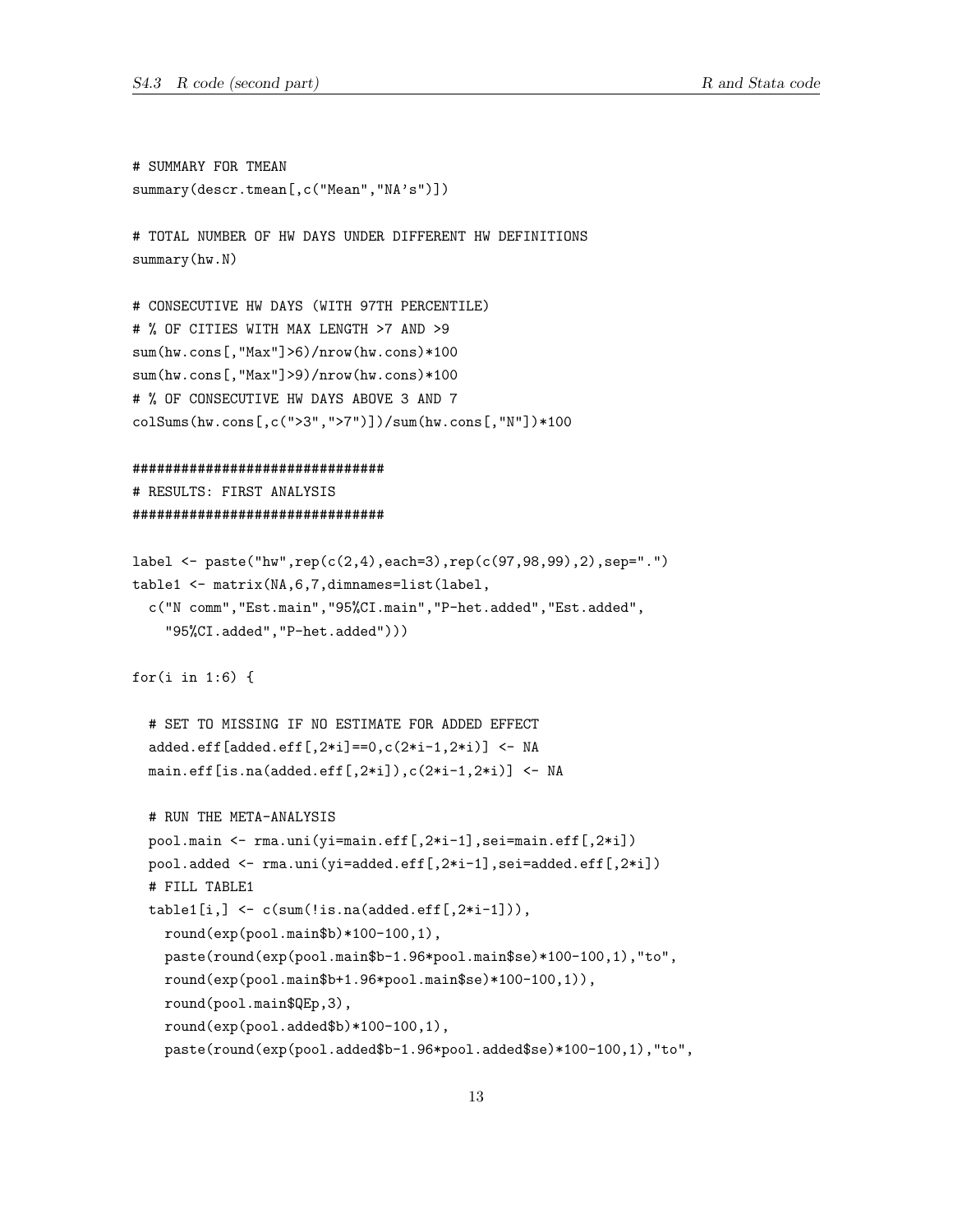```
# SUMMARY FOR TMEAN
summary(descr.tmean[,c("Mean","NA's")])

# TOTAL NUMBER OF HW DAYS UNDER DIFFERENT HW DEFINITIONS
summary(hw.N)

# CONSECUTIVE HW DAYS (WITH 97TH PERCENTILE)
# % OF CITIES WITH MAX LENGTH >7 AND >9
sum(hw.cons[,"Max"]>6)/nrow(hw.cons)*100
sum(hw.cons[,"Max"]>9)/nrow(hw.cons)*100
# % OF CONSECUTIVE HW DAYS ABOVE 3 AND 7
colSums(hw.cons[,c(">3",">7")])/sum(hw.cons[,"N"])*100

###############################
# RESULTS: FIRST ANALYSIS
###############################

label <- paste("hw",rep(c(2,4),each=3),rep(c(97,98,99),2),sep=".")
table1 <- matrix(NA,6,7,dimnames=list(label,
  c("N comm","Est.main","95%CI.main","P-het.added","Est.added",
    "95%CI.added","P-het.added")))

for(i in 1:6) {

  # SET TO MISSING IF NO ESTIMATE FOR ADDED EFFECT
  added.eff[added.eff[,2*i]==0,c(2*i-1,2*i)] <- NA
  main.eff[is.na(added.eff[,2*i]),c(2*i-1,2*i)] <- NA

  # RUN THE META-ANALYSIS
  pool.main <- rma.uni(yi=main.eff[,2*i-1],sei=main.eff[,2*i])
  pool.added <- rma.uni(yi=added.eff[,2*i-1],sei=added.eff[,2*i])
  # FILL TABLE1
  table1[i,] <- c(sum(!is.na(added.eff[,2*i-1])),
    round(exp(pool.main$b)*100-100,1),
    paste(round(exp(pool.main$b-1.96*pool.main$se)*100-100,1),"to",
    round(exp(pool.main$b+1.96*pool.main$se)*100-100,1)),
    round(pool.main$QEp,3),
    round(exp(pool.added$b)*100-100,1),
    paste(round(exp(pool.added$b-1.96*pool.added$se)*100-100,1),"to",
```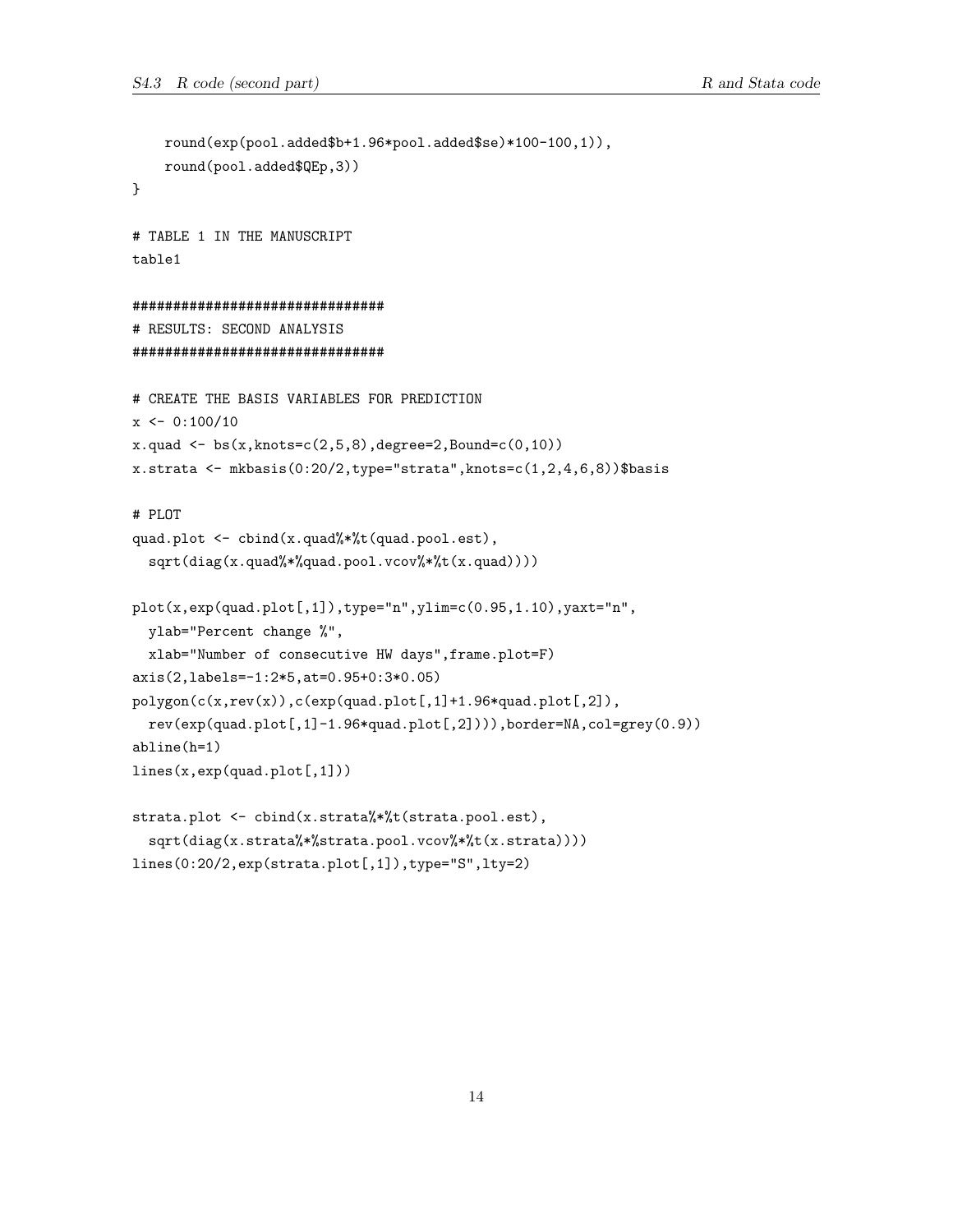```
    round(exp(pool.added$b+1.96*pool.added$se)*100-100,1)),
    round(pool.added$QEp,3))
}

# TABLE 1 IN THE MANUSCRIPT
table1

###############################
# RESULTS: SECOND ANALYSIS
###############################

# CREATE THE BASIS VARIABLES FOR PREDICTION
x <- 0:100/10
x.quad <- bs(x,knots=c(2,5,8),degree=2,Bound=c(0,10))
x.strata <- mkbasis(0:20/2,type="strata",knots=c(1,2,4,6,8))$basis

# PLOT
quad.plot <- cbind(x.quad%*%t(quad.pool.est),
  sqrt(diag(x.quad%*%quad.pool.vcov%*%t(x.quad))))

plot(x,exp(quad.plot[,1]),type="n",ylim=c(0.95,1.10),yaxt="n",
  ylab="Percent change %",
  xlab="Number of consecutive HW days",frame.plot=F)
axis(2,labels=-1:2*5,at=0.95+0:3*0.05)
polygon(c(x,rev(x)),c(exp(quad.plot[,1]+1.96*quad.plot[,2]),
  rev(exp(quad.plot[,1]-1.96*quad.plot[,2]))),border=NA,col=grey(0.9))
abline(h=1)
lines(x,exp(quad.plot[,1]))

strata.plot <- cbind(x.strata%*%t(strata.pool.est),
  sqrt(diag(x.strata%*%strata.pool.vcov%*%t(x.strata))))
lines(0:20/2,exp(strata.plot[,1]),type="S",lty=2)
```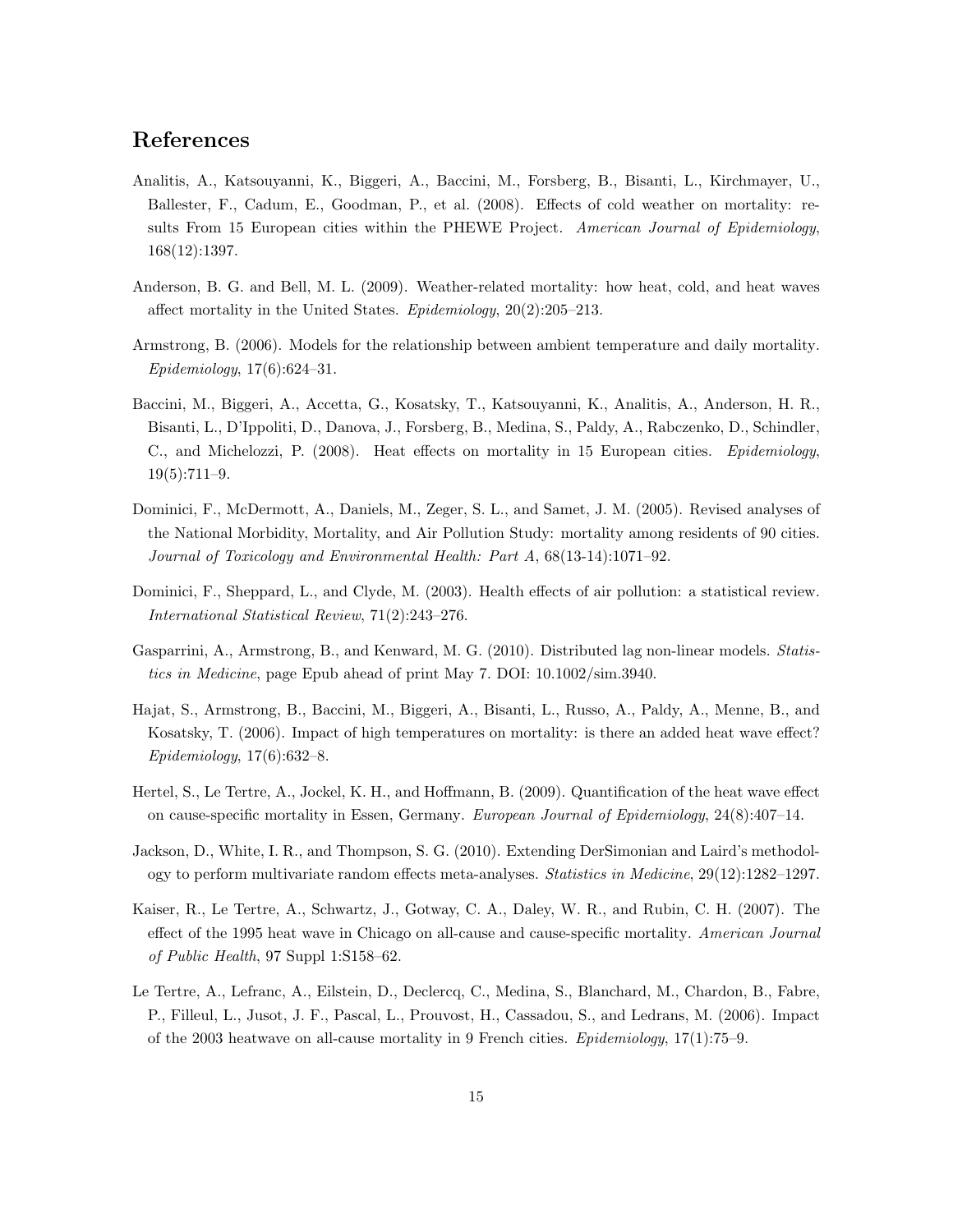## References

Analitis, A., Katsouyanni, K., Biggeri, A., Baccini, M., Forsberg, B., Bisanti, L., Kirchmayer, U., Ballester, F., Cadum, E., Goodman, P., et al. (2008). Effects of cold weather on mortality: results From 15 European cities within the PHEWE Project. *American Journal of Epidemiology*, 168(12):1397.

Anderson, B. G. and Bell, M. L. (2009). Weather-related mortality: how heat, cold, and heat waves affect mortality in the United States. *Epidemiology*, 20(2):205–213.

Armstrong, B. (2006). Models for the relationship between ambient temperature and daily mortality. *Epidemiology*, 17(6):624–31.

Baccini, M., Biggeri, A., Accetta, G., Kosatsky, T., Katsouyanni, K., Analitis, A., Anderson, H. R., Bisanti, L., D'Ippoliti, D., Danova, J., Forsberg, B., Medina, S., Paldy, A., Rabczenko, D., Schindler, C., and Michelozzi, P. (2008). Heat effects on mortality in 15 European cities. *Epidemiology*, 19(5):711–9.

Dominici, F., McDermott, A., Daniels, M., Zeger, S. L., and Samet, J. M. (2005). Revised analyses of the National Morbidity, Mortality, and Air Pollution Study: mortality among residents of 90 cities. *Journal of Toxicology and Environmental Health: Part A*, 68(13-14):1071–92.

Dominici, F., Sheppard, L., and Clyde, M. (2003). Health effects of air pollution: a statistical review. *International Statistical Review*, 71(2):243–276.

Gasparrini, A., Armstrong, B., and Kenward, M. G. (2010). Distributed lag non-linear models. *Statistics in Medicine*, page Epub ahead of print May 7. DOI: 10.1002/sim.3940.

Hajat, S., Armstrong, B., Baccini, M., Biggeri, A., Bisanti, L., Russo, A., Paldy, A., Menne, B., and Kosatsky, T. (2006). Impact of high temperatures on mortality: is there an added heat wave effect? *Epidemiology*, 17(6):632–8.

Hertel, S., Le Tertre, A., Jockel, K. H., and Hoffmann, B. (2009). Quantification of the heat wave effect on cause-specific mortality in Essen, Germany. *European Journal of Epidemiology*, 24(8):407–14.

Jackson, D., White, I. R., and Thompson, S. G. (2010). Extending DerSimonian and Laird's methodology to perform multivariate random effects meta-analyses. *Statistics in Medicine*, 29(12):1282–1297.

Kaiser, R., Le Tertre, A., Schwartz, J., Gotway, C. A., Daley, W. R., and Rubin, C. H. (2007). The effect of the 1995 heat wave in Chicago on all-cause and cause-specific mortality. *American Journal of Public Health*, 97 Suppl 1:S158–62.

Le Tertre, A., Lefranc, A., Eilstein, D., Declercq, C., Medina, S., Blanchard, M., Chardon, B., Fabre, P., Filleul, L., Jusot, J. F., Pascal, L., Prouvost, H., Cassadou, S., and Ledrans, M. (2006). Impact of the 2003 heatwave on all-cause mortality in 9 French cities. *Epidemiology*, 17(1):75–9.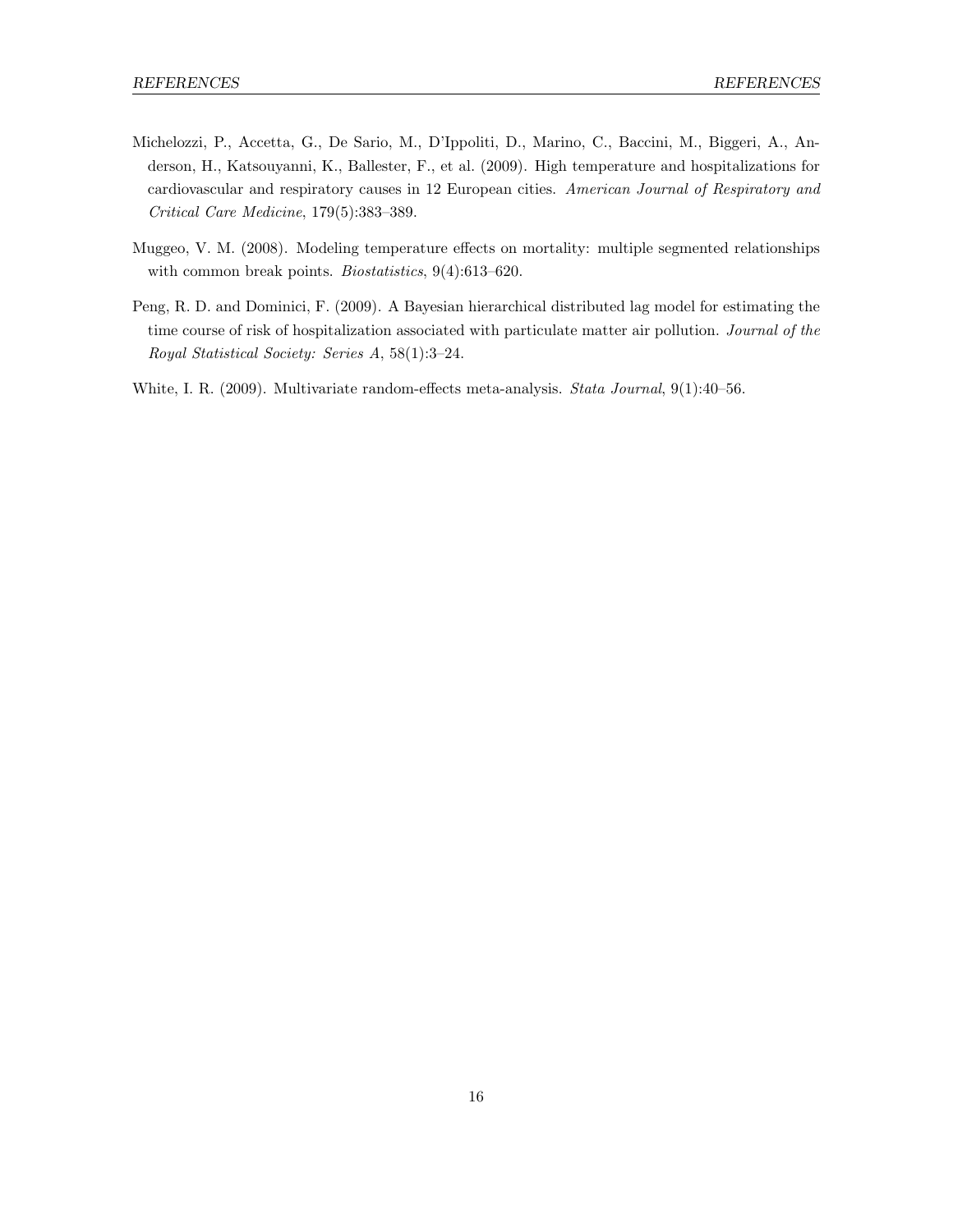Michelozzi, P., Accetta, G., De Sario, M., D'Ippoliti, D., Marino, C., Baccini, M., Biggeri, A., Anderson, H., Katsouyanni, K., Ballester, F., et al. (2009). High temperature and hospitalizations for cardiovascular and respiratory causes in 12 European cities. *American Journal of Respiratory and Critical Care Medicine*, 179(5):383–389.

Muggeo, V. M. (2008). Modeling temperature effects on mortality: multiple segmented relationships with common break points. *Biostatistics*, 9(4):613–620.

Peng, R. D. and Dominici, F. (2009). A Bayesian hierarchical distributed lag model for estimating the time course of risk of hospitalization associated with particulate matter air pollution. *Journal of the Royal Statistical Society: Series A*, 58(1):3–24.

White, I. R. (2009). Multivariate random-effects meta-analysis. *Stata Journal*, 9(1):40–56.